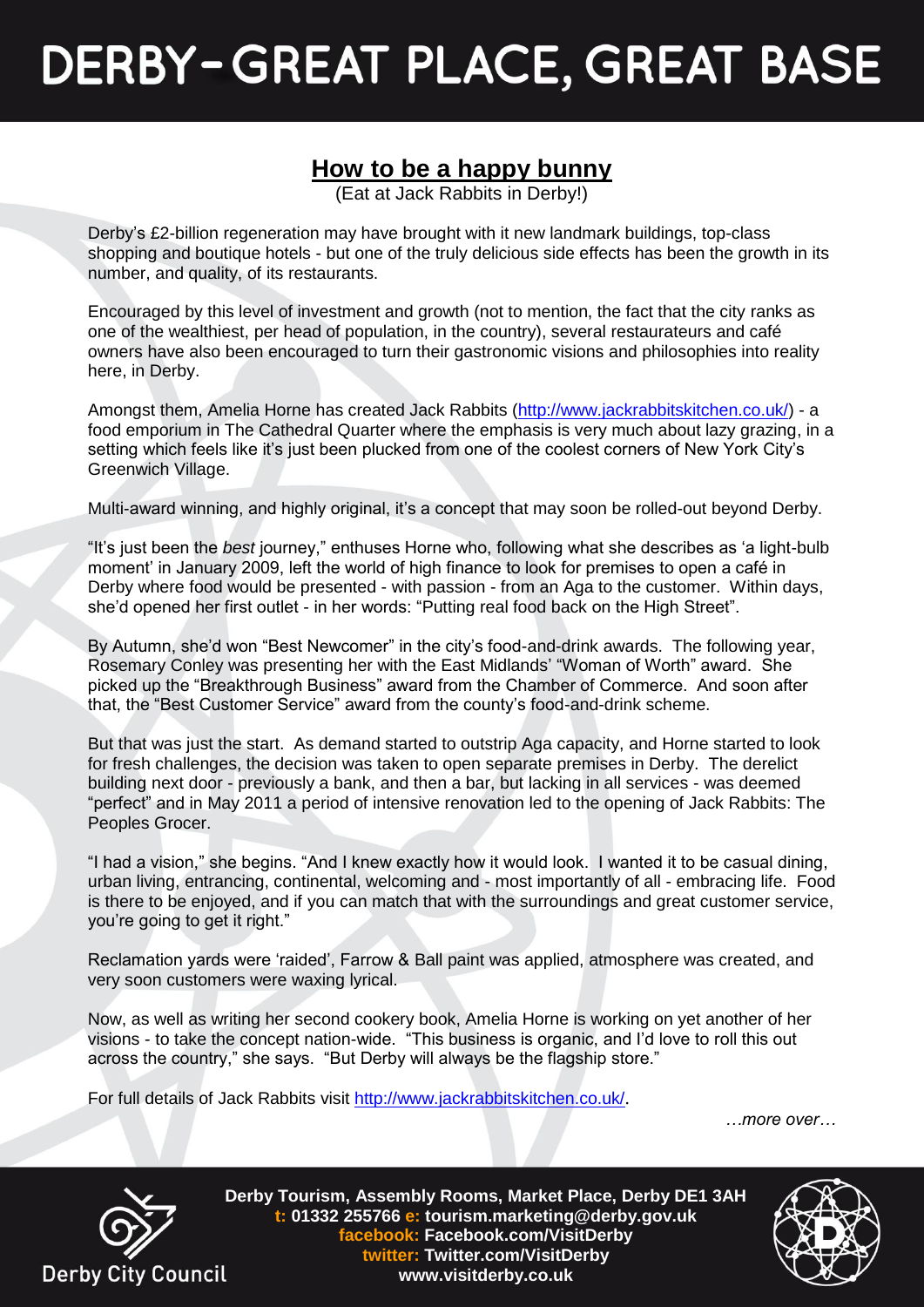# DERBY - GREAT PLACE, GREAT BASE

## How to be a happy bunny

(Eat at Jack Rabbits in Derby!)

Derby's £2-billion regeneration may have brought with it new landmark buildings, top-class shopping and boutique hotels - but one of the truly delicious side effects has been the growth in its number, and quality, of its restaurants.

Encouraged by this level of investment and growth (not to mention, the fact that the city ranks as one of the wealthiest, per head of population, in the country), several restaurateurs and café owners have also been encouraged to turn their gastronomic visions and philosophies into reality here, in Derby.

Amongst them, Amelia Horne has created Jack Rabbits (http://www.jackrabbitskitchen.co.uk/) - a food emporium in The Cathedral Quarter where the emphasis is very much about lazy grazing, in a setting which feels like it's just been plucked from one of the coolest corners of New York City's Greenwich Village.

Multi-award winning, and highly original, it's a concept that may soon be rolled-out beyond Derby.

"It's just been the *best* journey," enthuses Horne who, following what she describes as 'a light-bulb moment' in January 2009, left the world of high finance to look for premises to open a café in Derby where food would be presented - with passion - from an Aga to the customer. Within days, she'd opened her first outlet - in her words: "Putting real food back on the High Street".

By Autumn, she'd won "Best Newcomer" in the city's food-and-drink awards. The following year, Rosemary Conley was presenting her with the East Midlands' "Woman of Worth" award. She picked up the "Breakthrough Business" award from the Chamber of Commerce. And soon after that, the "Best Customer Service" award from the county's food-and-drink scheme.

But that was just the start. As demand started to outstrip Aga capacity, and Horne started to look for fresh challenges, the decision was taken to open separate premises in Derby. The derelict building next door - previously a bank, and then a bar, but lacking in all services - was deemed "perfect" and in May 2011 a period of intensive renovation led to the opening of Jack Rabbits: The Peoples Grocer.

"I had a vision," she begins. "And I knew exactly how it would look. I wanted it to be casual dining, urban living, entrancing, continental, welcoming and - most importantly of all - embracing life. Food is there to be enjoyed, and if you can match that with the surroundings and great customer service, you're going to get it right."

Reclamation yards were 'raided', Farrow & Ball paint was applied, atmosphere was created, and very soon customers were waxing lyrical.

Now, as well as writing her second cookery book, Amelia Horne is working on yet another of her visions - to take the concept nation-wide. "This business is organic, and I'd love to roll this out across the country," she says. "But Derby will always be the flagship store."

For full details of Jack Rabbits visit http://www.jackrabbitskitchen.co.uk/.

*…more over…*

Derby City Council

**Derby Tourism, Assembly Rooms, Market Place, Derby DE1 3AH**
**t: 01332 255766 e: tourism.marketing@derby.gov.uk**
**facebook: Facebook.com/VisitDerby**
**twitter: Twitter.com/VisitDerby**
**www.visitderby.co.uk**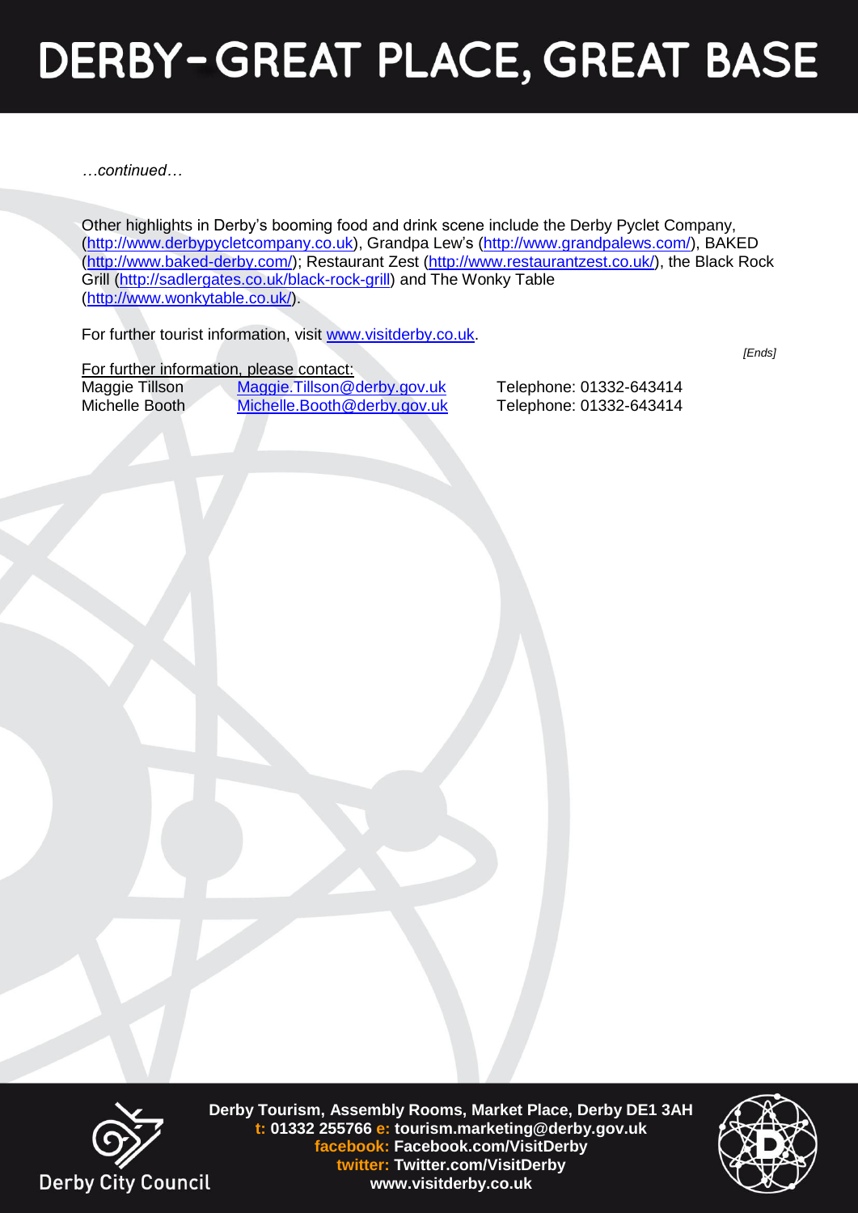*…continued…*

Other highlights in Derby's booming food and drink scene include the Derby Pyclet Company, (http://www.derbypycletcompany.co.uk), Grandpa Lew's (http://www.grandpalews.com/), BAKED (http://www.baked-derby.com/); Restaurant Zest (http://www.restaurantzest.co.uk/), the Black Rock Grill (http://sadlergates.co.uk/black-rock-grill) and The Wonky Table (http://www.wonkytable.co.uk/).

For further tourist information, visit www.visitderby.co.uk.

*[Ends]*

For further information, please contact:

| | | |
|---|---|---|
| Maggie Tillson | Maggie.Tillson@derby.gov.uk | Telephone: 01332-643414 |
| Michelle Booth | Michelle.Booth@derby.gov.uk | Telephone: 01332-643414 |

Derby City Council

**Derby Tourism, Assembly Rooms, Market Place, Derby DE1 3AH**
**t: 01332 255766 e: tourism.marketing@derby.gov.uk**
**facebook: Facebook.com/VisitDerby**
**twitter: Twitter.com/VisitDerby**
**www.visitderby.co.uk**